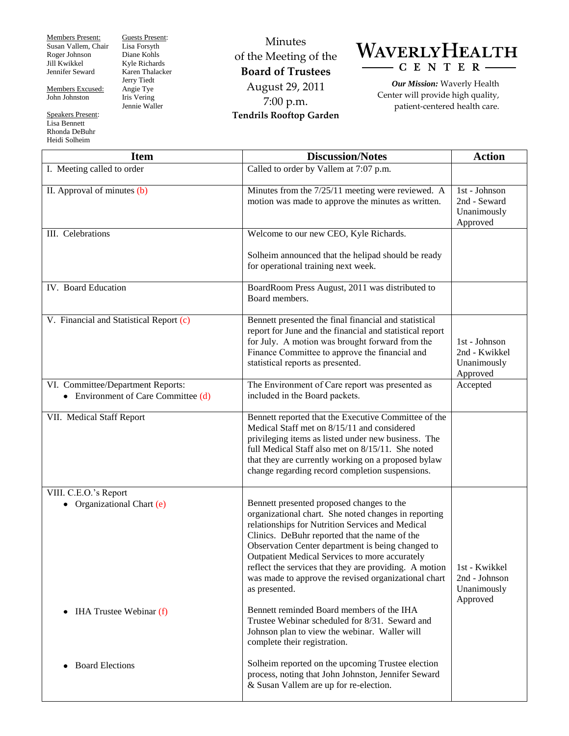Members Present:
Susan Vallem, Chair
Roger Johnson
Jill Kwikkel
Jennifer Seward

Members Excused:
John Johnston

Speakers Present:
Lisa Bennett
Rhonda DeBuhr
Heidi Solheim

Guests Present:
Lisa Forsyth
Diane Kohls
Kyle Richards
Karen Thalacker
Jerry Tiedt
Angie Tye
Iris Vering
Jennie Waller

# Minutes of the Meeting of the **Board of Trustees**

August 29, 2011
7:00 p.m.
**Tendrils Rooftop Garden**

**WAVERLY HEALTH CENTER**

***Our Mission:*** Waverly Health Center will provide high quality, patient-centered health care.

| Item | Discussion/Notes | Action |
|---|---|---|
| I. Meeting called to order | Called to order by Vallem at 7:07 p.m. | |
| II. Approval of minutes (b) | Minutes from the 7/25/11 meeting were reviewed. A motion was made to approve the minutes as written. | 1st - Johnson<br>2nd - Seward<br>Unanimously Approved |
| III. Celebrations | Welcome to our new CEO, Kyle Richards.<br><br>Solheim announced that the helipad should be ready for operational training next week. | |
| IV. Board Education | BoardRoom Press August, 2011 was distributed to Board members. | |
| V. Financial and Statistical Report (c) | Bennett presented the final financial and statistical report for June and the financial and statistical report for July. A motion was brought forward from the Finance Committee to approve the financial and statistical reports as presented. | 1st - Johnson<br>2nd - Kwikkel<br>Unanimously Approved |
| VI. Committee/Department Reports:<br>• Environment of Care Committee (d) | The Environment of Care report was presented as included in the Board packets. | Accepted |
| VII. Medical Staff Report | Bennett reported that the Executive Committee of the Medical Staff met on 8/15/11 and considered privileging items as listed under new business. The full Medical Staff also met on 8/15/11. She noted that they are currently working on a proposed bylaw change regarding record completion suspensions. | |
| VIII. C.E.O.'s Report<br>• Organizational Chart (e) | Bennett presented proposed changes to the organizational chart. She noted changes in reporting relationships for Nutrition Services and Medical Clinics. DeBuhr reported that the name of the Observation Center department is being changed to Outpatient Medical Services to more accurately reflect the services that they are providing. A motion was made to approve the revised organizational chart as presented. | 1st - Kwikkel<br>2nd - Johnson<br>Unanimously Approved |
| • IHA Trustee Webinar (f) | Bennett reminded Board members of the IHA Trustee Webinar scheduled for 8/31. Seward and Johnson plan to view the webinar. Waller will complete their registration. | |
| • Board Elections | Solheim reported on the upcoming Trustee election process, noting that John Johnston, Jennifer Seward & Susan Vallem are up for re-election. | |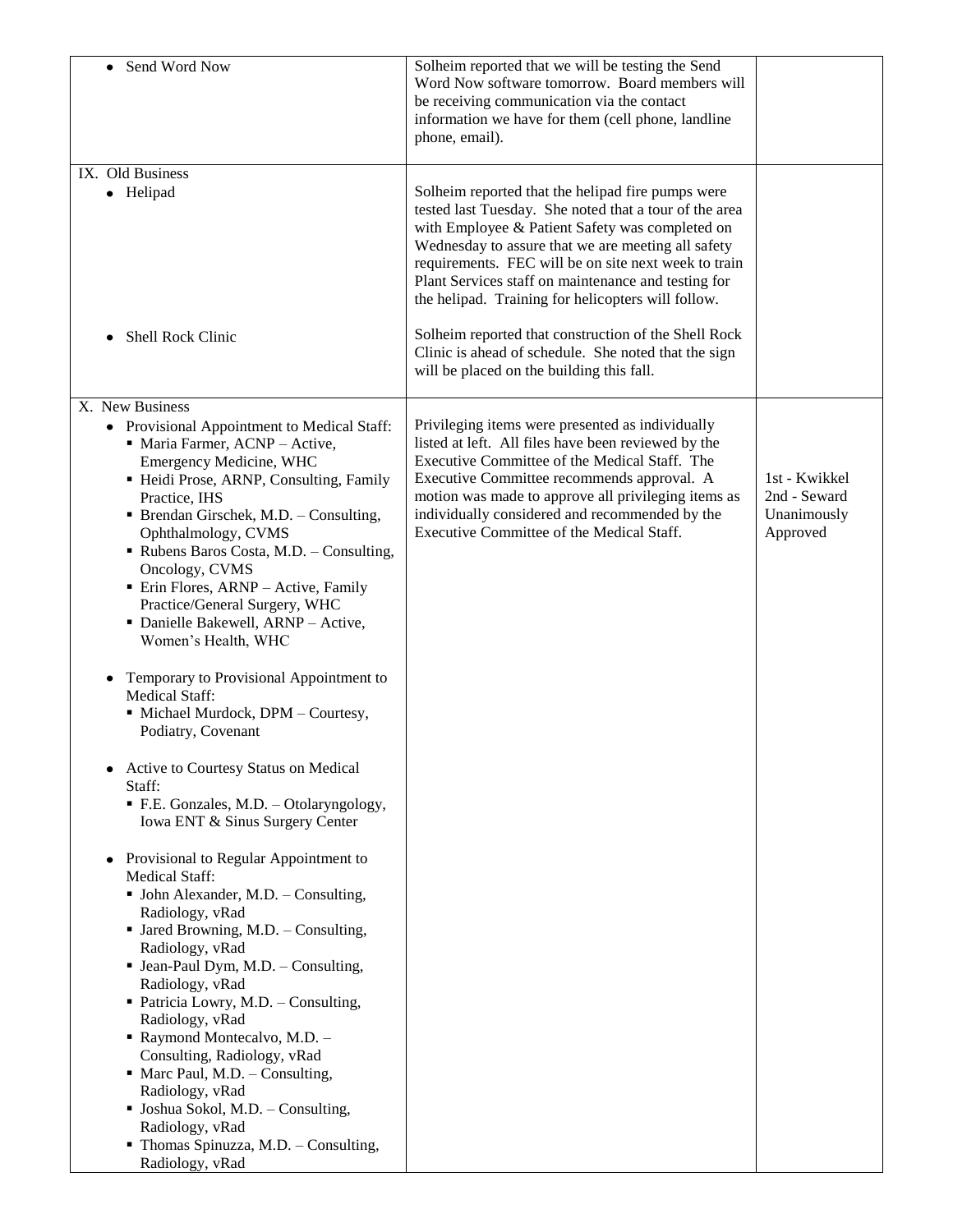| | | |
|---|---|---|
| • Send Word Now | Solheim reported that we will be testing the Send Word Now software tomorrow. Board members will be receiving communication via the contact information we have for them (cell phone, landline phone, email). | |
| IX. Old Business<br>• Helipad<br><br><br><br><br><br><br>• Shell Rock Clinic | Solheim reported that the helipad fire pumps were tested last Tuesday. She noted that a tour of the area with Employee & Patient Safety was completed on Wednesday to assure that we are meeting all safety requirements. FEC will be on site next week to train Plant Services staff on maintenance and testing for the helipad. Training for helicopters will follow.<br><br>Solheim reported that construction of the Shell Rock Clinic is ahead of schedule. She noted that the sign will be placed on the building this fall. | |
| X. New Business<br>• Provisional Appointment to Medical Staff:<br>▪ Maria Farmer, ACNP – Active, Emergency Medicine, WHC<br>▪ Heidi Prose, ARNP, Consulting, Family Practice, IHS<br>▪ Brendan Girschek, M.D. – Consulting, Ophthalmology, CVMS<br>▪ Rubens Baros Costa, M.D. – Consulting, Oncology, CVMS<br>▪ Erin Flores, ARNP – Active, Family Practice/General Surgery, WHC<br>▪ Danielle Bakewell, ARNP – Active, Women's Health, WHC<br><br>• Temporary to Provisional Appointment to Medical Staff:<br>▪ Michael Murdock, DPM – Courtesy, Podiatry, Covenant<br><br>• Active to Courtesy Status on Medical Staff:<br>▪ F.E. Gonzales, M.D. – Otolaryngology, Iowa ENT & Sinus Surgery Center<br><br>• Provisional to Regular Appointment to Medical Staff:<br>▪ John Alexander, M.D. – Consulting, Radiology, vRad<br>▪ Jared Browning, M.D. – Consulting, Radiology, vRad<br>▪ Jean-Paul Dym, M.D. – Consulting, Radiology, vRad<br>▪ Patricia Lowry, M.D. – Consulting, Radiology, vRad<br>▪ Raymond Montecalvo, M.D. – Consulting, Radiology, vRad<br>▪ Marc Paul, M.D. – Consulting, Radiology, vRad<br>▪ Joshua Sokol, M.D. – Consulting, Radiology, vRad<br>▪ Thomas Spinuzza, M.D. – Consulting, Radiology, vRad | Privileging items were presented as individually listed at left. All files have been reviewed by the Executive Committee of the Medical Staff. The Executive Committee recommends approval. A motion was made to approve all privileging items as individually considered and recommended by the Executive Committee of the Medical Staff. | 1st - Kwikkel<br>2nd - Seward<br>Unanimously Approved |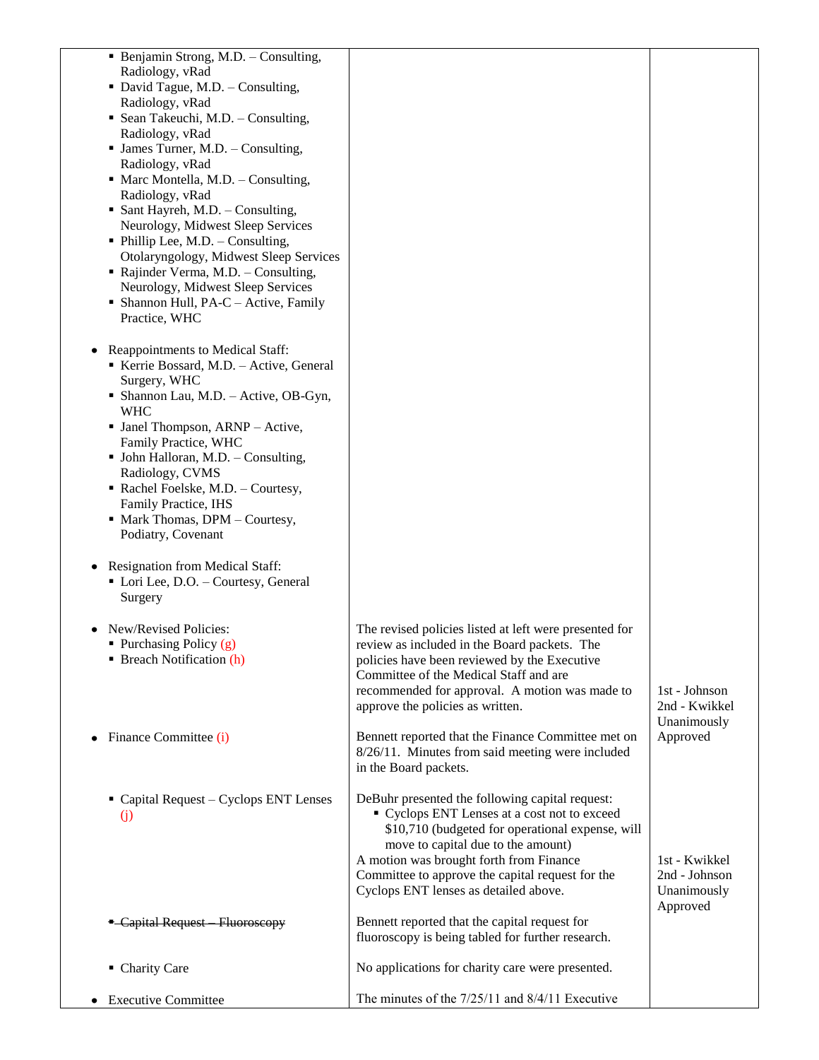| | | |
|---|---|---|
| ▪ Benjamin Strong, M.D. – Consulting, Radiology, vRad<br>▪ David Tague, M.D. – Consulting, Radiology, vRad<br>▪ Sean Takeuchi, M.D. – Consulting, Radiology, vRad<br>▪ James Turner, M.D. – Consulting, Radiology, vRad<br>▪ Marc Montella, M.D. – Consulting, Radiology, vRad<br>▪ Sant Hayreh, M.D. – Consulting, Neurology, Midwest Sleep Services<br>▪ Phillip Lee, M.D. – Consulting, Otolaryngology, Midwest Sleep Services<br>▪ Rajinder Verma, M.D. – Consulting, Neurology, Midwest Sleep Services<br>▪ Shannon Hull, PA-C – Active, Family Practice, WHC | | |
| • Reappointments to Medical Staff:<br>▪ Kerrie Bossard, M.D. – Active, General Surgery, WHC<br>▪ Shannon Lau, M.D. – Active, OB-Gyn, WHC<br>▪ Janel Thompson, ARNP – Active, Family Practice, WHC<br>▪ John Halloran, M.D. – Consulting, Radiology, CVMS<br>▪ Rachel Foelske, M.D. – Courtesy, Family Practice, IHS<br>▪ Mark Thomas, DPM – Courtesy, Podiatry, Covenant | | |
| • Resignation from Medical Staff:<br>▪ Lori Lee, D.O. – Courtesy, General Surgery | | |
| • New/Revised Policies:<br>▪ Purchasing Policy (g)<br>▪ Breach Notification (h) | The revised policies listed at left were presented for review as included in the Board packets. The policies have been reviewed by the Executive Committee of the Medical Staff and are recommended for approval. A motion was made to approve the policies as written. | 1st - Johnson<br>2nd - Kwikkel<br>Unanimously Approved |
| • Finance Committee (i) | Bennett reported that the Finance Committee met on 8/26/11. Minutes from said meeting were included in the Board packets. | |
| ▪ Capital Request – Cyclops ENT Lenses (j) | DeBuhr presented the following capital request:<br>▪ Cyclops ENT Lenses at a cost not to exceed $10,710 (budgeted for operational expense, will move to capital due to the amount)<br>A motion was brought forth from Finance Committee to approve the capital request for the Cyclops ENT lenses as detailed above. | 1st - Kwikkel<br>2nd - Johnson<br>Unanimously Approved |
| ▪ ~~Capital Request – Fluoroscopy~~ | Bennett reported that the capital request for fluoroscopy is being tabled for further research. | |
| ▪ Charity Care | No applications for charity care were presented. | |
| • Executive Committee | The minutes of the 7/25/11 and 8/4/11 Executive | |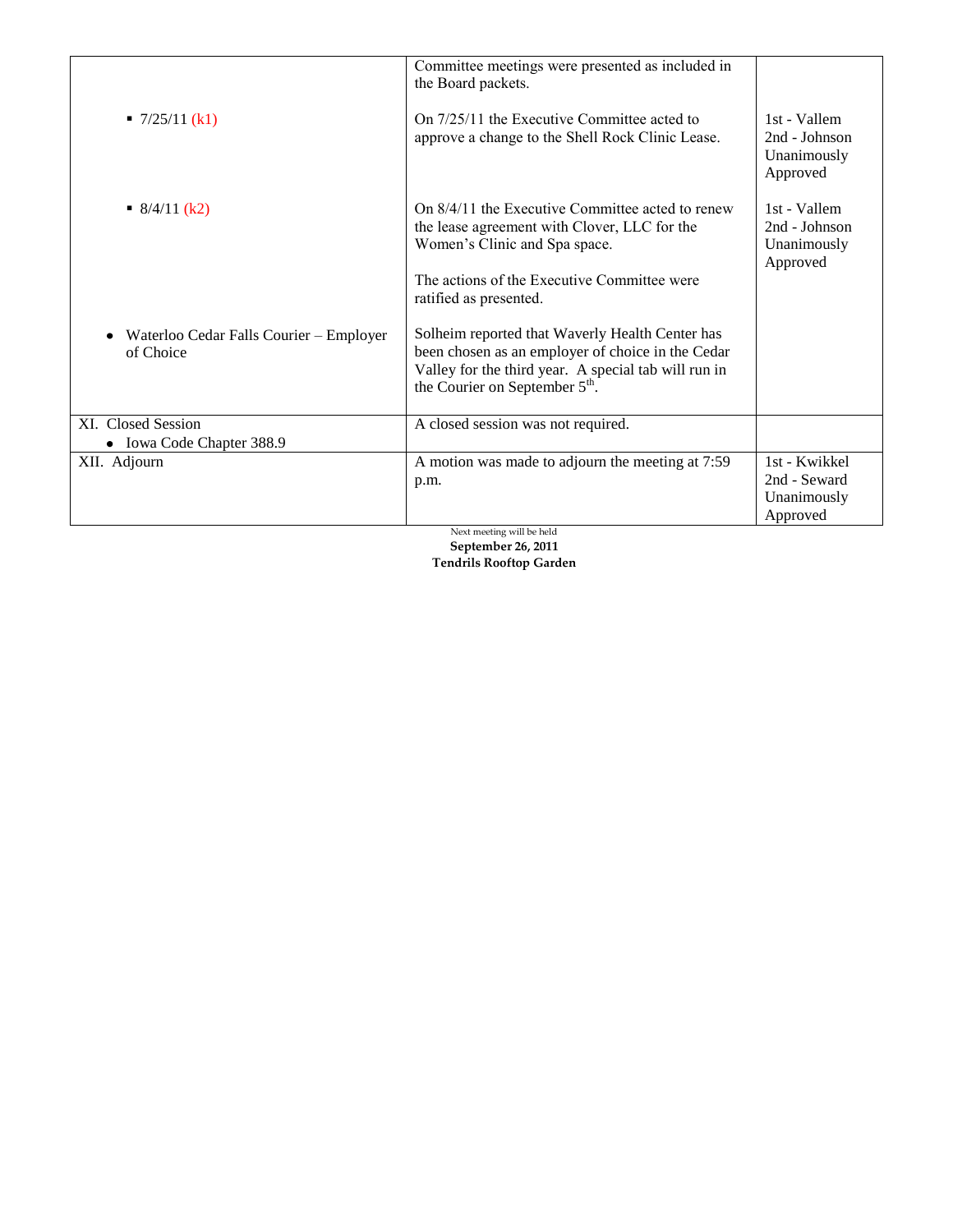| | | |
|---|---|---|
| | Committee meetings were presented as included in the Board packets. | |
| ▪ 7/25/11 (k1) | On 7/25/11 the Executive Committee acted to approve a change to the Shell Rock Clinic Lease. | 1st - Vallem<br>2nd - Johnson<br>Unanimously Approved |
| ▪ 8/4/11 (k2) | On 8/4/11 the Executive Committee acted to renew the lease agreement with Clover, LLC for the Women's Clinic and Spa space.<br><br>The actions of the Executive Committee were ratified as presented. | 1st - Vallem<br>2nd - Johnson<br>Unanimously Approved |
| • Waterloo Cedar Falls Courier – Employer of Choice | Solheim reported that Waverly Health Center has been chosen as an employer of choice in the Cedar Valley for the third year. A special tab will run in the Courier on September 5th. | |
| XI. Closed Session<br>• Iowa Code Chapter 388.9 | A closed session was not required. | |
| XII. Adjourn | A motion was made to adjourn the meeting at 7:59 p.m. | 1st - Kwikkel<br>2nd - Seward<br>Unanimously Approved |

Next meeting will be held

**September 26, 2011**

**Tendrils Rooftop Garden**